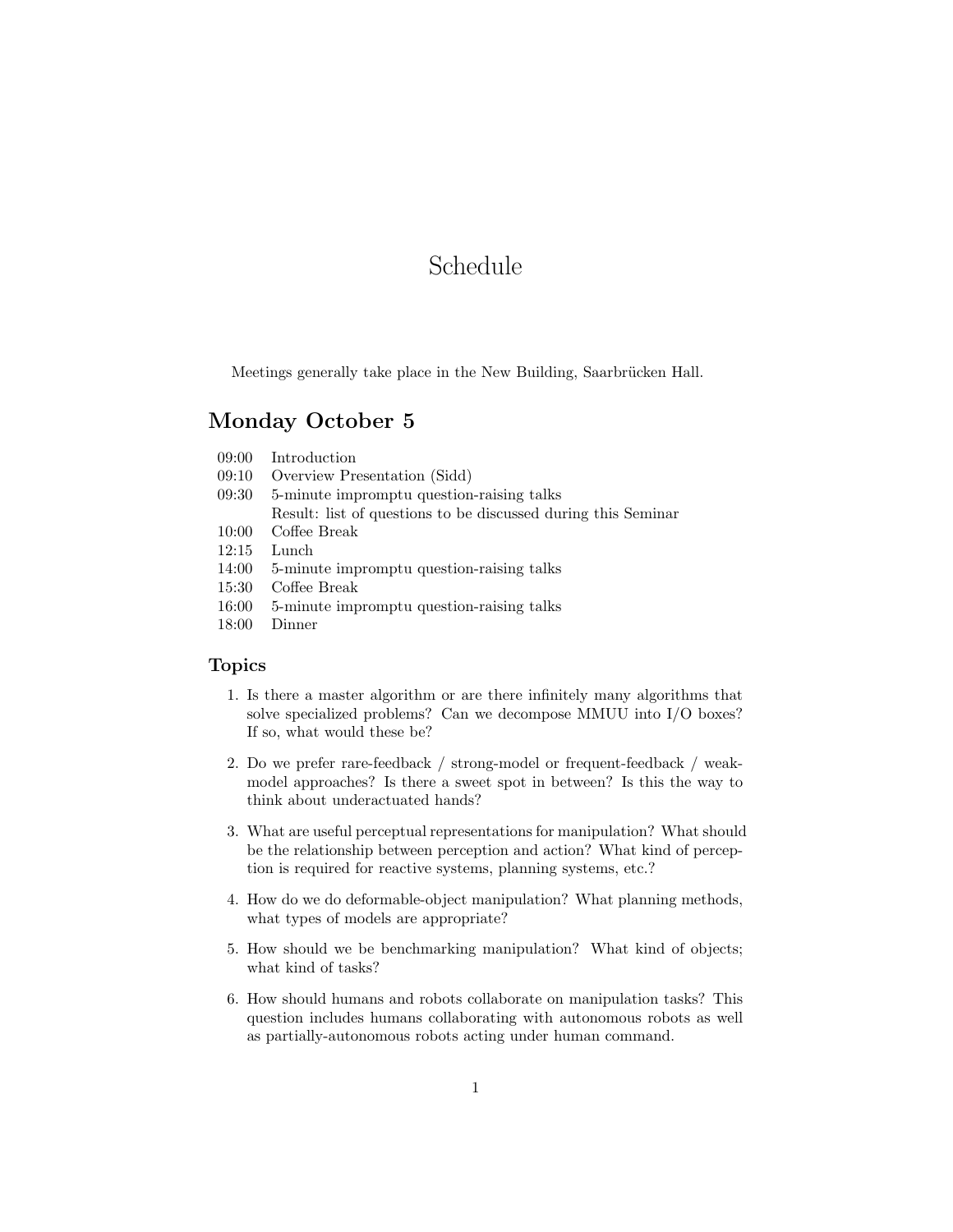# Schedule

Meetings generally take place in the New Building, Saarbrücken Hall.

## Monday October 5

| | |
|---|---|
| 09:00 | Introduction |
| 09:10 | Overview Presentation (Sidd) |
| 09:30 | 5-minute impromptu question-raising talks<br>Result: list of questions to be discussed during this Seminar |
| 10:00 | Coffee Break |
| 12:15 | Lunch |
| 14:00 | 5-minute impromptu question-raising talks |
| 15:30 | Coffee Break |
| 16:00 | 5-minute impromptu question-raising talks |
| 18:00 | Dinner |

### Topics

1. Is there a master algorithm or are there infinitely many algorithms that solve specialized problems? Can we decompose MMUU into I/O boxes? If so, what would these be?

2. Do we prefer rare-feedback / strong-model or frequent-feedback / weak-model approaches? Is there a sweet spot in between? Is this the way to think about underactuated hands?

3. What are useful perceptual representations for manipulation? What should be the relationship between perception and action? What kind of perception is required for reactive systems, planning systems, etc.?

4. How do we do deformable-object manipulation? What planning methods, what types of models are appropriate?

5. How should we be benchmarking manipulation? What kind of objects; what kind of tasks?

6. How should humans and robots collaborate on manipulation tasks? This question includes humans collaborating with autonomous robots as well as partially-autonomous robots acting under human command.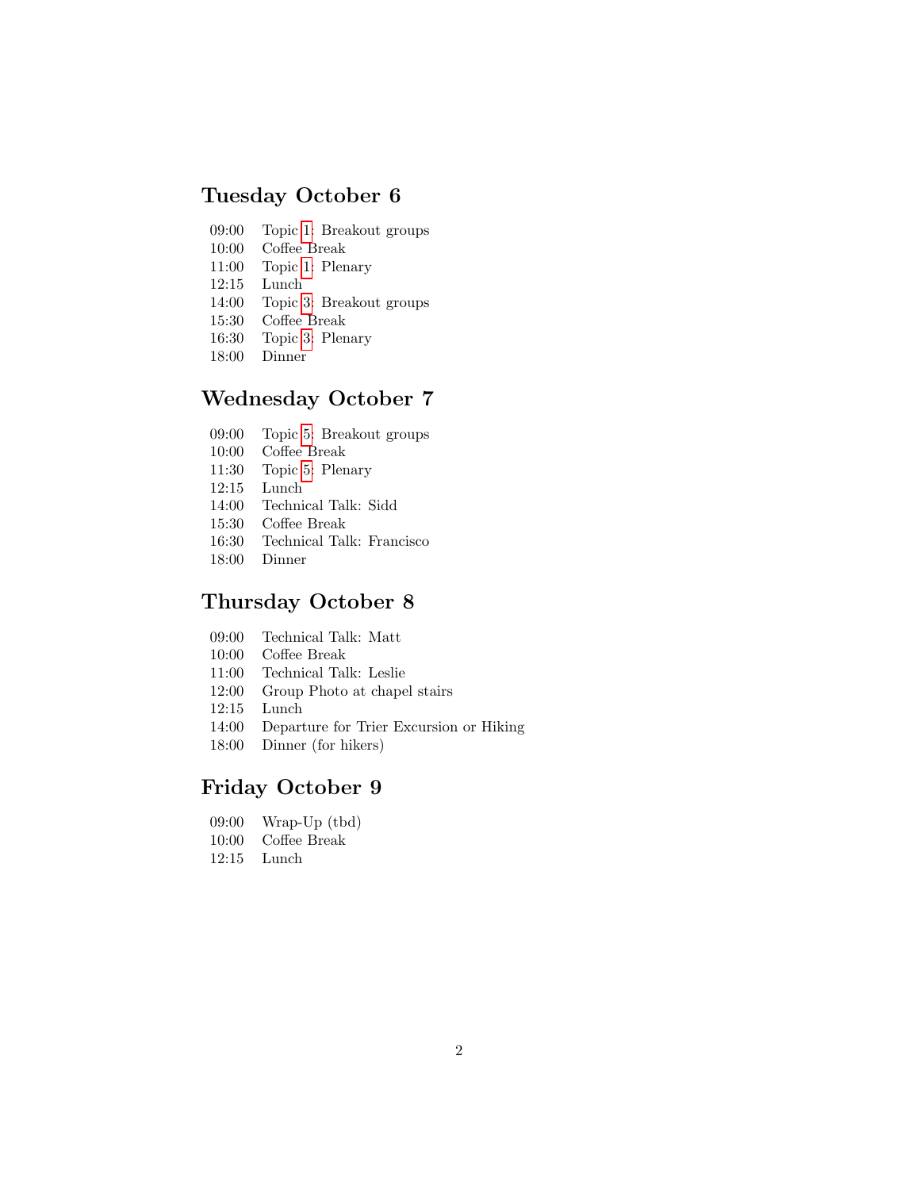## Tuesday October 6

| | |
|---|---|
| 09:00 | Topic 1: Breakout groups |
| 10:00 | Coffee Break |
| 11:00 | Topic 1: Plenary |
| 12:15 | Lunch |
| 14:00 | Topic 3: Breakout groups |
| 15:30 | Coffee Break |
| 16:30 | Topic 3: Plenary |
| 18:00 | Dinner |

## Wednesday October 7

| | |
|---|---|
| 09:00 | Topic 5: Breakout groups |
| 10:00 | Coffee Break |
| 11:30 | Topic 5: Plenary |
| 12:15 | Lunch |
| 14:00 | Technical Talk: Sidd |
| 15:30 | Coffee Break |
| 16:30 | Technical Talk: Francisco |
| 18:00 | Dinner |

## Thursday October 8

| | |
|---|---|
| 09:00 | Technical Talk: Matt |
| 10:00 | Coffee Break |
| 11:00 | Technical Talk: Leslie |
| 12:00 | Group Photo at chapel stairs |
| 12:15 | Lunch |
| 14:00 | Departure for Trier Excursion or Hiking |
| 18:00 | Dinner (for hikers) |

## Friday October 9

| | |
|---|---|
| 09:00 | Wrap-Up (tbd) |
| 10:00 | Coffee Break |
| 12:15 | Lunch |